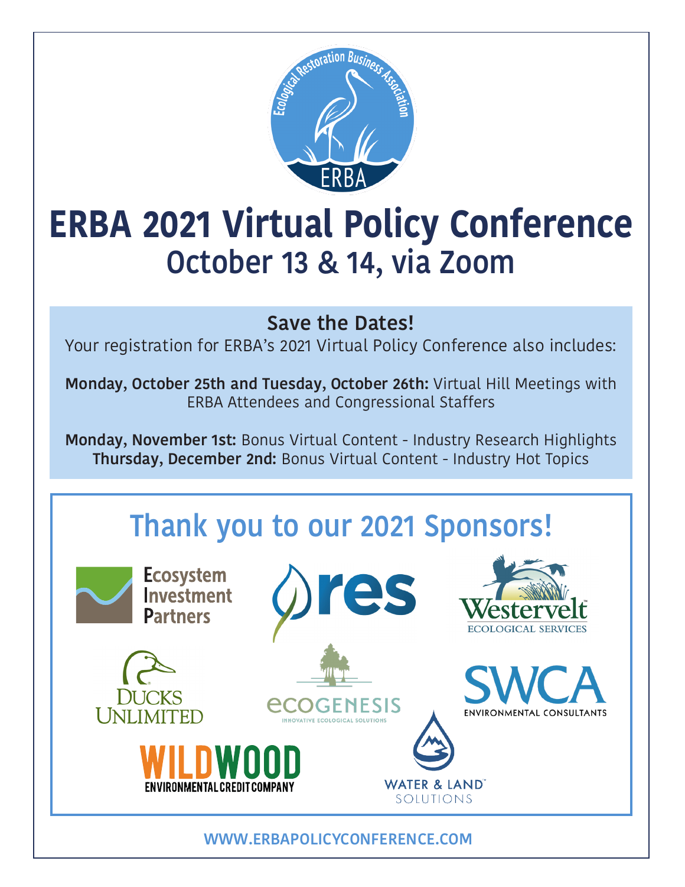# ERBA 2021 Virtual Policy Conference

## October 13 & 14, via Zoom

**Save the Dates!**

Your registration for ERBA's 2021 Virtual Policy Conference also includes:

**Monday, October 25th and Tuesday, October 26th:** Virtual Hill Meetings with ERBA Attendees and Congressional Staffers

**Monday, November 1st:** Bonus Virtual Content - Industry Research Highlights
**Thursday, December 2nd:** Bonus Virtual Content - Industry Hot Topics

## Thank you to our 2021 Sponsors!

Ecosystem Investment Partners

res

Westervelt Ecological Services

Ducks Unlimited

Ecogenesis – Innovative Ecological Solutions

SWCA Environmental Consultants

Wildwood Environmental Credit Company

Water & Land Solutions

WWW.ERBAPOLICYCONFERENCE.COM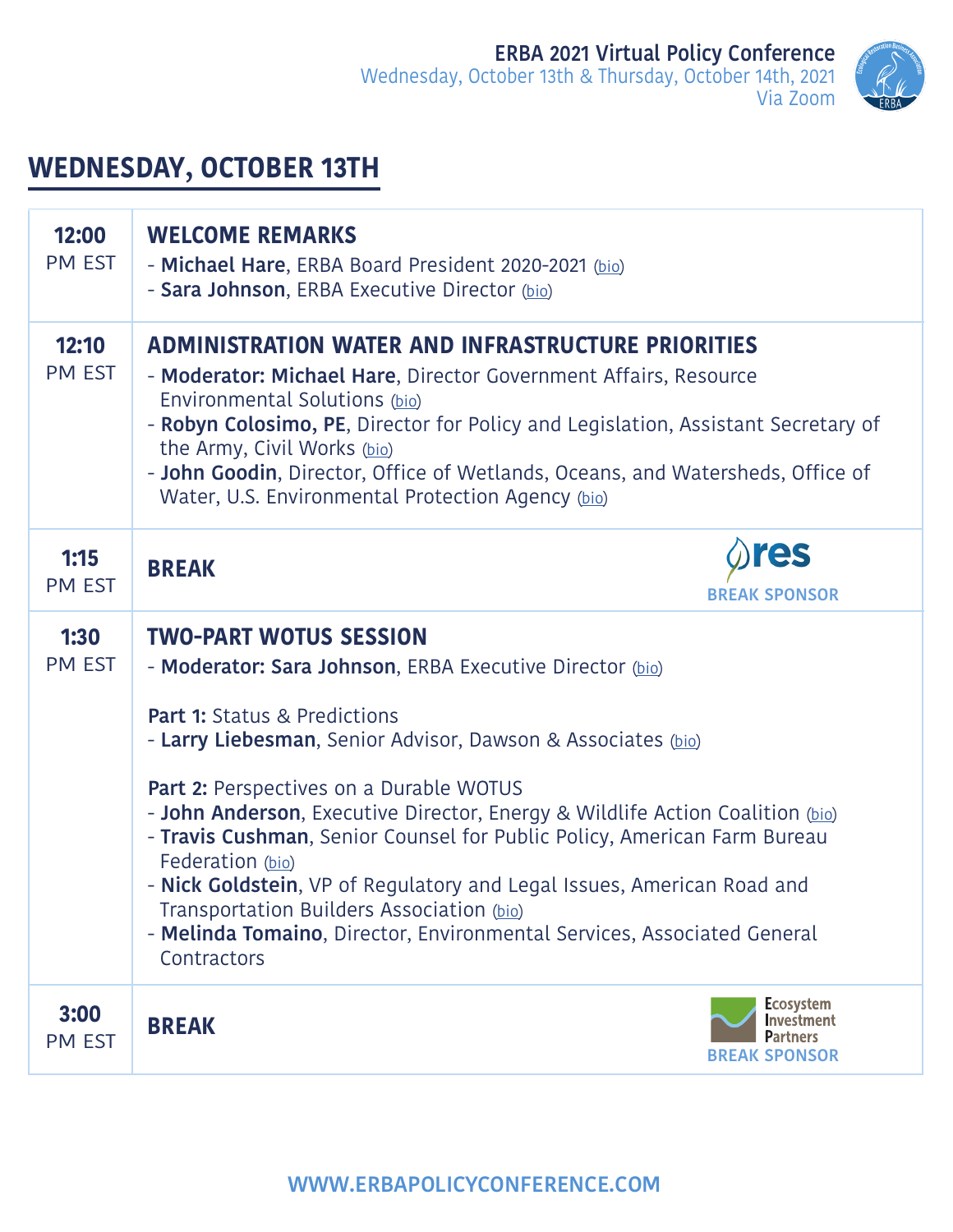ERBA 2021 Virtual Policy Conference
Wednesday, October 13th & Thursday, October 14th, 2021
Via Zoom

## WEDNESDAY, OCTOBER 13TH

| Time | Session |
| --- | --- |
| **12:00** PM EST | **WELCOME REMARKS**<br>- **Michael Hare**, ERBA Board President 2020-2021 (bio)<br>- **Sara Johnson**, ERBA Executive Director (bio) |
| **12:10** PM EST | **ADMINISTRATION WATER AND INFRASTRUCTURE PRIORITIES**<br>- **Moderator: Michael Hare**, Director Government Affairs, Resource Environmental Solutions (bio)<br>- **Robyn Colosimo, PE**, Director for Policy and Legislation, Assistant Secretary of the Army, Civil Works (bio)<br>- **John Goodin**, Director, Office of Wetlands, Oceans, and Watersheds, Office of Water, U.S. Environmental Protection Agency (bio) |
| **1:15** PM EST | **BREAK**<br>res — BREAK SPONSOR |
| **1:30** PM EST | **TWO-PART WOTUS SESSION**<br>- **Moderator: Sara Johnson**, ERBA Executive Director (bio)<br><br>**Part 1:** Status & Predictions<br>- **Larry Liebesman**, Senior Advisor, Dawson & Associates (bio)<br><br>**Part 2:** Perspectives on a Durable WOTUS<br>- **John Anderson**, Executive Director, Energy & Wildlife Action Coalition (bio)<br>- **Travis Cushman**, Senior Counsel for Public Policy, American Farm Bureau Federation (bio)<br>- **Nick Goldstein**, VP of Regulatory and Legal Issues, American Road and Transportation Builders Association (bio)<br>- **Melinda Tomaino**, Director, Environmental Services, Associated General Contractors |
| **3:00** PM EST | **BREAK**<br>Ecosystem Investment Partners — BREAK SPONSOR |

WWW.ERBAPOLICYCONFERENCE.COM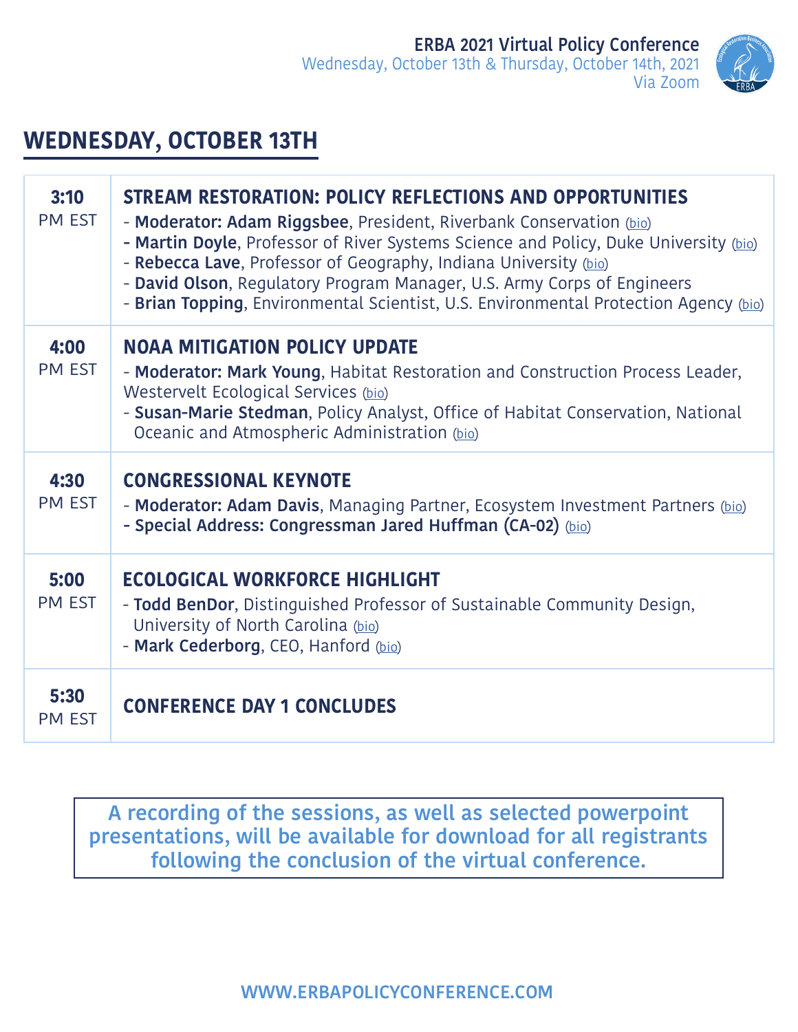**ERBA 2021 Virtual Policy Conference**
Wednesday, October 13th & Thursday, October 14th, 2021
Via Zoom

## WEDNESDAY, OCTOBER 13TH

| Time | Session |
|---|---|
| **3:10** PM EST | **STREAM RESTORATION: POLICY REFLECTIONS AND OPPORTUNITIES**<br>- **Moderator: Adam Riggsbee**, President, Riverbank Conservation (bio)<br>- **Martin Doyle**, Professor of River Systems Science and Policy, Duke University (bio)<br>- **Rebecca Lave**, Professor of Geography, Indiana University (bio)<br>- **David Olson**, Regulatory Program Manager, U.S. Army Corps of Engineers<br>- **Brian Topping**, Environmental Scientist, U.S. Environmental Protection Agency (bio) |
| **4:00** PM EST | **NOAA MITIGATION POLICY UPDATE**<br>- **Moderator: Mark Young**, Habitat Restoration and Construction Process Leader, Westervelt Ecological Services (bio)<br>- **Susan-Marie Stedman**, Policy Analyst, Office of Habitat Conservation, National Oceanic and Atmospheric Administration (bio) |
| **4:30** PM EST | **CONGRESSIONAL KEYNOTE**<br>- **Moderator: Adam Davis**, Managing Partner, Ecosystem Investment Partners (bio)<br>- **Special Address: Congressman Jared Huffman (CA-02)** (bio) |
| **5:00** PM EST | **ECOLOGICAL WORKFORCE HIGHLIGHT**<br>- **Todd BenDor**, Distinguished Professor of Sustainable Community Design, University of North Carolina (bio)<br>- **Mark Cederborg**, CEO, Hanford (bio) |
| **5:30** PM EST | **CONFERENCE DAY 1 CONCLUDES** |

A recording of the sessions, as well as selected powerpoint presentations, will be available for download for all registrants following the conclusion of the virtual conference.

WWW.ERBAPOLICYCONFERENCE.COM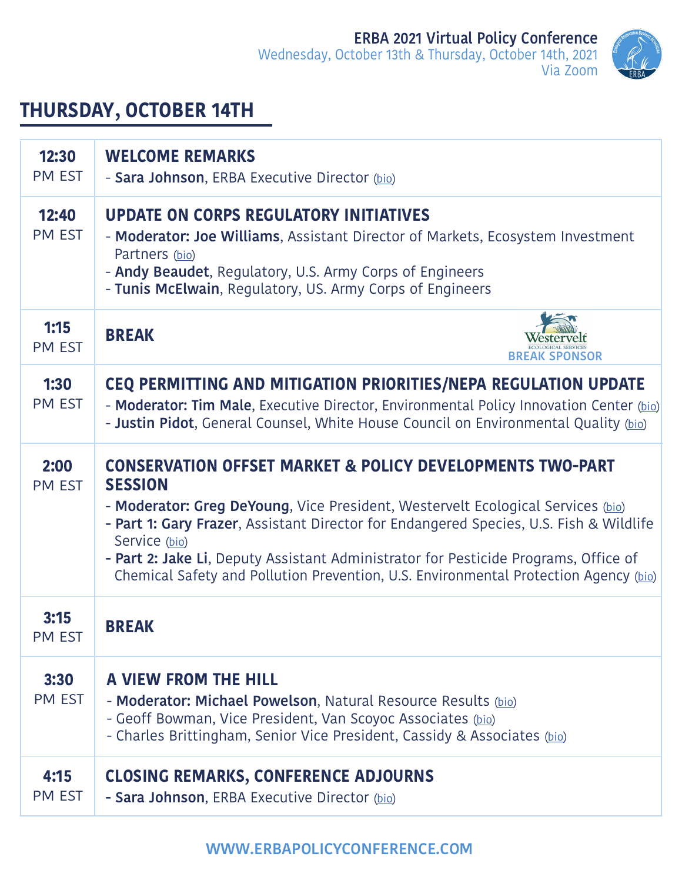ERBA 2021 Virtual Policy Conference
Wednesday, October 13th & Thursday, October 14th, 2021
Via Zoom

## THURSDAY, OCTOBER 14TH

| | |
|---|---|
| **12:30** PM EST | **WELCOME REMARKS**<br>- **Sara Johnson**, ERBA Executive Director (bio) |
| **12:40** PM EST | **UPDATE ON CORPS REGULATORY INITIATIVES**<br>- **Moderator: Joe Williams**, Assistant Director of Markets, Ecosystem Investment Partners (bio)<br>- **Andy Beaudet**, Regulatory, U.S. Army Corps of Engineers<br>- **Tunis McElwain**, Regulatory, US. Army Corps of Engineers |
| **1:15** PM EST | **BREAK**<br>Westervelt Ecological Services BREAK SPONSOR |
| **1:30** PM EST | **CEQ PERMITTING AND MITIGATION PRIORITIES/NEPA REGULATION UPDATE**<br>- **Moderator: Tim Male**, Executive Director, Environmental Policy Innovation Center (bio)<br>- **Justin Pidot**, General Counsel, White House Council on Environmental Quality (bio) |
| **2:00** PM EST | **CONSERVATION OFFSET MARKET & POLICY DEVELOPMENTS TWO-PART SESSION**<br>- **Moderator: Greg DeYoung**, Vice President, Westervelt Ecological Services (bio)<br>- **Part 1: Gary Frazer**, Assistant Director for Endangered Species, U.S. Fish & Wildlife Service (bio)<br>- **Part 2: Jake Li**, Deputy Assistant Administrator for Pesticide Programs, Office of Chemical Safety and Pollution Prevention, U.S. Environmental Protection Agency (bio) |
| **3:15** PM EST | **BREAK** |
| **3:30** PM EST | **A VIEW FROM THE HILL**<br>- **Moderator: Michael Powelson**, Natural Resource Results (bio)<br>- Geoff Bowman, Vice President, Van Scoyoc Associates (bio)<br>- Charles Brittingham, Senior Vice President, Cassidy & Associates (bio) |
| **4:15** PM EST | **CLOSING REMARKS, CONFERENCE ADJOURNS**<br>- **Sara Johnson**, ERBA Executive Director (bio) |

WWW.ERBAPOLICYCONFERENCE.COM